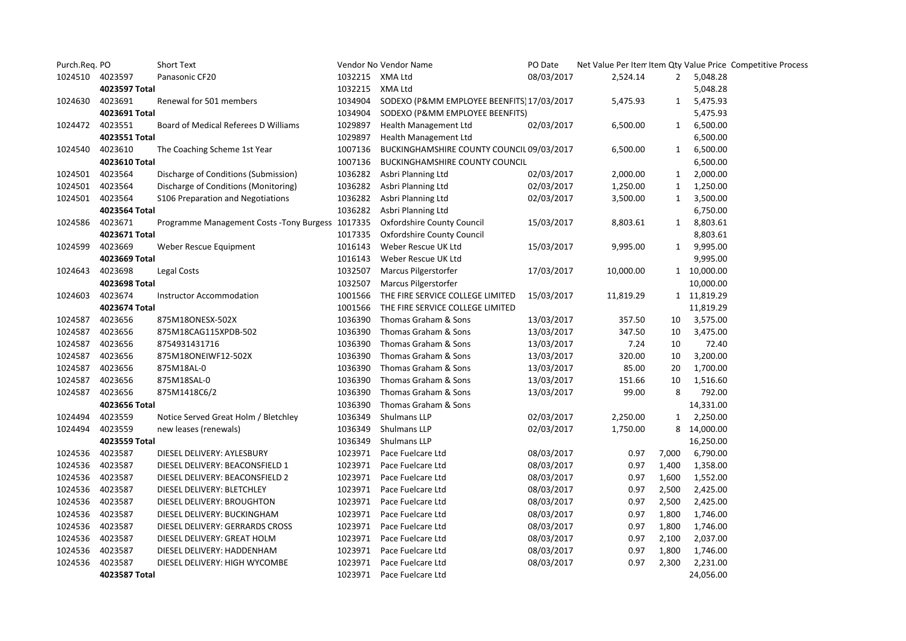| Purch.Req. | PO | Short Text | Vendor No | Vendor Name | PO Date | Net Value Per Item | Item Qty | Value Price | Competitive Process |
|---|---|---|---|---|---|---|---|---|---|
| 1024510 | 4023597 | Panasonic CF20 | 1032215 | XMA Ltd | 08/03/2017 | 2,524.14 | 2 | 5,048.28 | |
| | 4023597 Total | | 1032215 | XMA Ltd | | | | 5,048.28 | |
| 1024630 | 4023691 | Renewal for 501 members | 1034904 | SODEXO (P&MM EMPLOYEE BEENFITS) | 17/03/2017 | 5,475.93 | 1 | 5,475.93 | |
| | 4023691 Total | | 1034904 | SODEXO (P&MM EMPLOYEE BEENFITS) | | | | 5,475.93 | |
| 1024472 | 4023551 | Board of Medical Referees D Williams | 1029897 | Health Management Ltd | 02/03/2017 | 6,500.00 | 1 | 6,500.00 | |
| | 4023551 Total | | 1029897 | Health Management Ltd | | | | 6,500.00 | |
| 1024540 | 4023610 | The Coaching Scheme 1st Year | 1007136 | BUCKINGHAMSHIRE COUNTY COUNCIL | 09/03/2017 | 6,500.00 | 1 | 6,500.00 | |
| | 4023610 Total | | 1007136 | BUCKINGHAMSHIRE COUNTY COUNCIL | | | | 6,500.00 | |
| 1024501 | 4023564 | Discharge of Conditions (Submission) | 1036282 | Asbri Planning Ltd | 02/03/2017 | 2,000.00 | 1 | 2,000.00 | |
| 1024501 | 4023564 | Discharge of Conditions (Monitoring) | 1036282 | Asbri Planning Ltd | 02/03/2017 | 1,250.00 | 1 | 1,250.00 | |
| 1024501 | 4023564 | S106 Preparation and Negotiations | 1036282 | Asbri Planning Ltd | 02/03/2017 | 3,500.00 | 1 | 3,500.00 | |
| | 4023564 Total | | 1036282 | Asbri Planning Ltd | | | | 6,750.00 | |
| 1024586 | 4023671 | Programme Management Costs -Tony Burgess | 1017335 | Oxfordshire County Council | 15/03/2017 | 8,803.61 | 1 | 8,803.61 | |
| | 4023671 Total | | 1017335 | Oxfordshire County Council | | | | 8,803.61 | |
| 1024599 | 4023669 | Weber Rescue Equipment | 1016143 | Weber Rescue UK Ltd | 15/03/2017 | 9,995.00 | 1 | 9,995.00 | |
| | 4023669 Total | | 1016143 | Weber Rescue UK Ltd | | | | 9,995.00 | |
| 1024643 | 4023698 | Legal Costs | 1032507 | Marcus Pilgerstorfer | 17/03/2017 | 10,000.00 | 1 | 10,000.00 | |
| | 4023698 Total | | 1032507 | Marcus Pilgerstorfer | | | | 10,000.00 | |
| 1024603 | 4023674 | Instructor Accommodation | 1001566 | THE FIRE SERVICE COLLEGE LIMITED | 15/03/2017 | 11,819.29 | 1 | 11,819.29 | |
| | 4023674 Total | | 1001566 | THE FIRE SERVICE COLLEGE LIMITED | | | | 11,819.29 | |
| 1024587 | 4023656 | 875M18ONESX-502X | 1036390 | Thomas Graham & Sons | 13/03/2017 | 357.50 | 10 | 3,575.00 | |
| 1024587 | 4023656 | 875M18CAG115XPDB-502 | 1036390 | Thomas Graham & Sons | 13/03/2017 | 347.50 | 10 | 3,475.00 | |
| 1024587 | 4023656 | 8754931431716 | 1036390 | Thomas Graham & Sons | 13/03/2017 | 7.24 | 10 | 72.40 | |
| 1024587 | 4023656 | 875M18ONEIWF12-502X | 1036390 | Thomas Graham & Sons | 13/03/2017 | 320.00 | 10 | 3,200.00 | |
| 1024587 | 4023656 | 875M18AL-0 | 1036390 | Thomas Graham & Sons | 13/03/2017 | 85.00 | 20 | 1,700.00 | |
| 1024587 | 4023656 | 875M18SAL-0 | 1036390 | Thomas Graham & Sons | 13/03/2017 | 151.66 | 10 | 1,516.60 | |
| 1024587 | 4023656 | 875M1418C6/2 | 1036390 | Thomas Graham & Sons | 13/03/2017 | 99.00 | 8 | 792.00 | |
| | 4023656 Total | | 1036390 | Thomas Graham & Sons | | | | 14,331.00 | |
| 1024494 | 4023559 | Notice Served Great Holm / Bletchley | 1036349 | Shulmans LLP | 02/03/2017 | 2,250.00 | 1 | 2,250.00 | |
| 1024494 | 4023559 | new leases (renewals) | 1036349 | Shulmans LLP | 02/03/2017 | 1,750.00 | 8 | 14,000.00 | |
| | 4023559 Total | | 1036349 | Shulmans LLP | | | | 16,250.00 | |
| 1024536 | 4023587 | DIESEL DELIVERY: AYLESBURY | 1023971 | Pace Fuelcare Ltd | 08/03/2017 | 0.97 | 7,000 | 6,790.00 | |
| 1024536 | 4023587 | DIESEL DELIVERY: BEACONSFIELD 1 | 1023971 | Pace Fuelcare Ltd | 08/03/2017 | 0.97 | 1,400 | 1,358.00 | |
| 1024536 | 4023587 | DIESEL DELIVERY: BEACONSFIELD 2 | 1023971 | Pace Fuelcare Ltd | 08/03/2017 | 0.97 | 1,600 | 1,552.00 | |
| 1024536 | 4023587 | DIESEL DELIVERY: BLETCHLEY | 1023971 | Pace Fuelcare Ltd | 08/03/2017 | 0.97 | 2,500 | 2,425.00 | |
| 1024536 | 4023587 | DIESEL DELIVERY: BROUGHTON | 1023971 | Pace Fuelcare Ltd | 08/03/2017 | 0.97 | 2,500 | 2,425.00 | |
| 1024536 | 4023587 | DIESEL DELIVERY: BUCKINGHAM | 1023971 | Pace Fuelcare Ltd | 08/03/2017 | 0.97 | 1,800 | 1,746.00 | |
| 1024536 | 4023587 | DIESEL DELIVERY: GERRARDS CROSS | 1023971 | Pace Fuelcare Ltd | 08/03/2017 | 0.97 | 1,800 | 1,746.00 | |
| 1024536 | 4023587 | DIESEL DELIVERY: GREAT HOLM | 1023971 | Pace Fuelcare Ltd | 08/03/2017 | 0.97 | 2,100 | 2,037.00 | |
| 1024536 | 4023587 | DIESEL DELIVERY: HADDENHAM | 1023971 | Pace Fuelcare Ltd | 08/03/2017 | 0.97 | 1,800 | 1,746.00 | |
| 1024536 | 4023587 | DIESEL DELIVERY: HIGH WYCOMBE | 1023971 | Pace Fuelcare Ltd | 08/03/2017 | 0.97 | 2,300 | 2,231.00 | |
| | 4023587 Total | | 1023971 | Pace Fuelcare Ltd | | | | 24,056.00 | |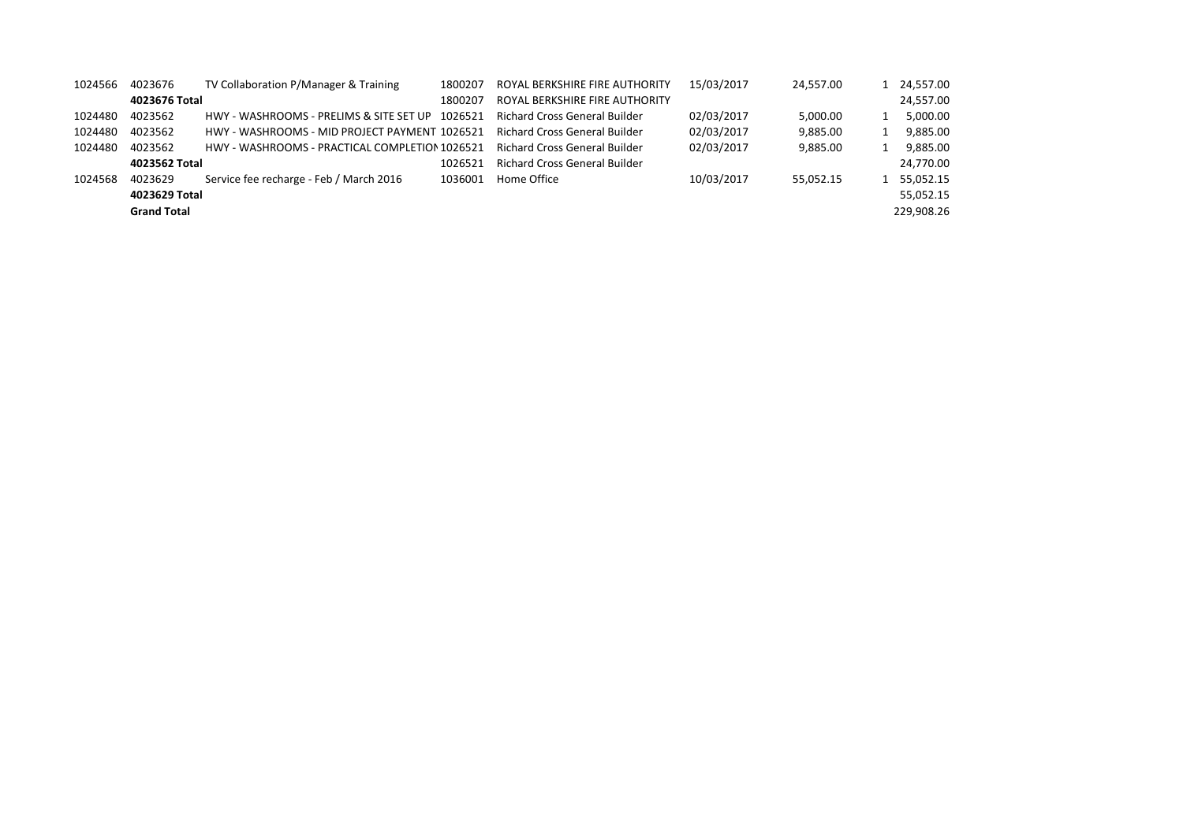| | | | | | | | | |
|---|---|---|---|---|---|---|---|---|
| 1024566 | 4023676 | TV Collaboration P/Manager & Training | 1800207 | ROYAL BERKSHIRE FIRE AUTHORITY | 15/03/2017 | 24,557.00 | 1 | 24,557.00 |
| | **4023676 Total** | | 1800207 | ROYAL BERKSHIRE FIRE AUTHORITY | | | | 24,557.00 |
| 1024480 | 4023562 | HWY - WASHROOMS - PRELIMS & SITE SET UP | 1026521 | Richard Cross General Builder | 02/03/2017 | 5,000.00 | 1 | 5,000.00 |
| 1024480 | 4023562 | HWY - WASHROOMS - MID PROJECT PAYMENT | 1026521 | Richard Cross General Builder | 02/03/2017 | 9,885.00 | 1 | 9,885.00 |
| 1024480 | 4023562 | HWY - WASHROOMS - PRACTICAL COMPLETION | 1026521 | Richard Cross General Builder | 02/03/2017 | 9,885.00 | 1 | 9,885.00 |
| | **4023562 Total** | | 1026521 | Richard Cross General Builder | | | | 24,770.00 |
| 1024568 | 4023629 | Service fee recharge - Feb / March 2016 | 1036001 | Home Office | 10/03/2017 | 55,052.15 | 1 | 55,052.15 |
| | **4023629 Total** | | | | | | | 55,052.15 |
| | **Grand Total** | | | | | | | 229,908.26 |